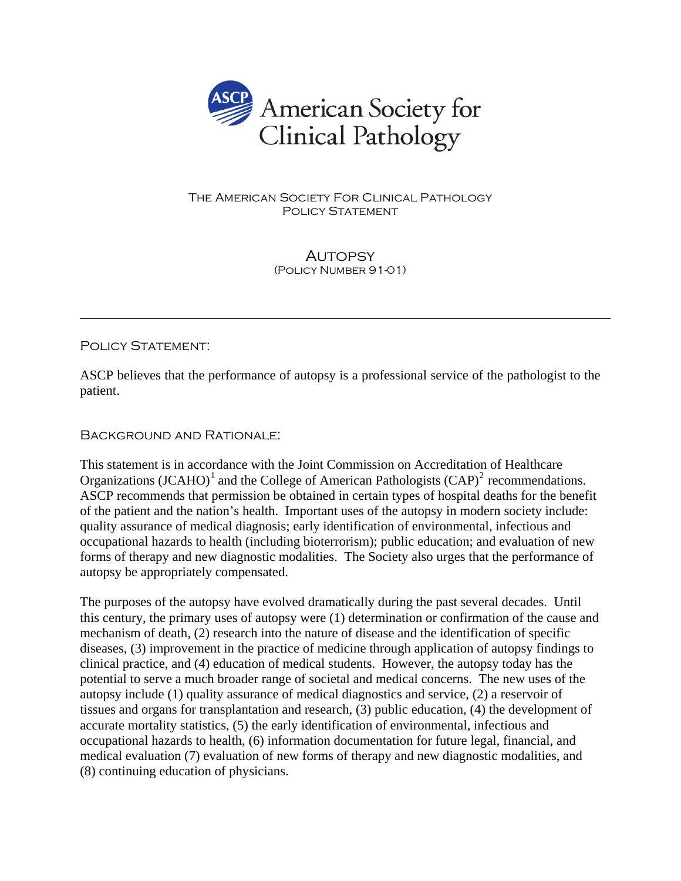American Society for Clinical Pathology

THE AMERICAN SOCIETY FOR CLINICAL PATHOLOGY
POLICY STATEMENT

# AUTOPSY

(POLICY NUMBER 91-01)

---

## POLICY STATEMENT:

ASCP believes that the performance of autopsy is a professional service of the pathologist to the patient.

## BACKGROUND AND RATIONALE:

This statement is in accordance with the Joint Commission on Accreditation of Healthcare Organizations (JCAHO)[1] and the College of American Pathologists (CAP)[2] recommendations. ASCP recommends that permission be obtained in certain types of hospital deaths for the benefit of the patient and the nation's health. Important uses of the autopsy in modern society include: quality assurance of medical diagnosis; early identification of environmental, infectious and occupational hazards to health (including bioterrorism); public education; and evaluation of new forms of therapy and new diagnostic modalities. The Society also urges that the performance of autopsy be appropriately compensated.

The purposes of the autopsy have evolved dramatically during the past several decades. Until this century, the primary uses of autopsy were (1) determination or confirmation of the cause and mechanism of death, (2) research into the nature of disease and the identification of specific diseases, (3) improvement in the practice of medicine through application of autopsy findings to clinical practice, and (4) education of medical students. However, the autopsy today has the potential to serve a much broader range of societal and medical concerns. The new uses of the autopsy include (1) quality assurance of medical diagnostics and service, (2) a reservoir of tissues and organs for transplantation and research, (3) public education, (4) the development of accurate mortality statistics, (5) the early identification of environmental, infectious and occupational hazards to health, (6) information documentation for future legal, financial, and medical evaluation (7) evaluation of new forms of therapy and new diagnostic modalities, and (8) continuing education of physicians.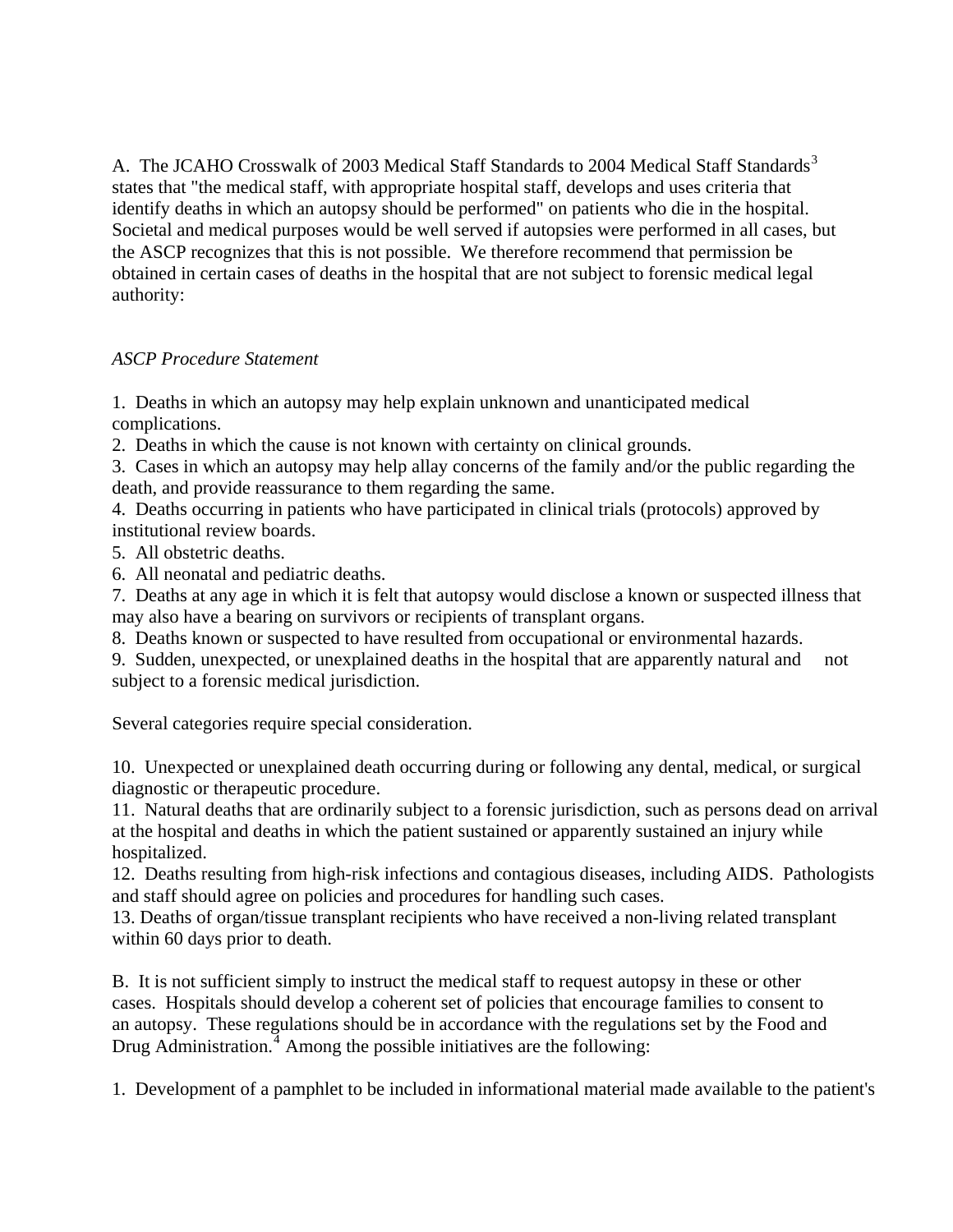A. The JCAHO Crosswalk of 2003 Medical Staff Standards to 2004 Medical Staff Standards[3] states that "the medical staff, with appropriate hospital staff, develops and uses criteria that identify deaths in which an autopsy should be performed" on patients who die in the hospital. Societal and medical purposes would be well served if autopsies were performed in all cases, but the ASCP recognizes that this is not possible. We therefore recommend that permission be obtained in certain cases of deaths in the hospital that are not subject to forensic medical legal authority:

*ASCP Procedure Statement*

1. Deaths in which an autopsy may help explain unknown and unanticipated medical complications.
2. Deaths in which the cause is not known with certainty on clinical grounds.
3. Cases in which an autopsy may help allay concerns of the family and/or the public regarding the death, and provide reassurance to them regarding the same.
4. Deaths occurring in patients who have participated in clinical trials (protocols) approved by institutional review boards.
5. All obstetric deaths.
6. All neonatal and pediatric deaths.
7. Deaths at any age in which it is felt that autopsy would disclose a known or suspected illness that may also have a bearing on survivors or recipients of transplant organs.
8. Deaths known or suspected to have resulted from occupational or environmental hazards.
9. Sudden, unexpected, or unexplained deaths in the hospital that are apparently natural and not subject to a forensic medical jurisdiction.

Several categories require special consideration.

10. Unexpected or unexplained death occurring during or following any dental, medical, or surgical diagnostic or therapeutic procedure.
11. Natural deaths that are ordinarily subject to a forensic jurisdiction, such as persons dead on arrival at the hospital and deaths in which the patient sustained or apparently sustained an injury while hospitalized.
12. Deaths resulting from high-risk infections and contagious diseases, including AIDS. Pathologists and staff should agree on policies and procedures for handling such cases.
13. Deaths of organ/tissue transplant recipients who have received a non-living related transplant within 60 days prior to death.

B. It is not sufficient simply to instruct the medical staff to request autopsy in these or other cases. Hospitals should develop a coherent set of policies that encourage families to consent to an autopsy. These regulations should be in accordance with the regulations set by the Food and Drug Administration.[4] Among the possible initiatives are the following:

1. Development of a pamphlet to be included in informational material made available to the patient's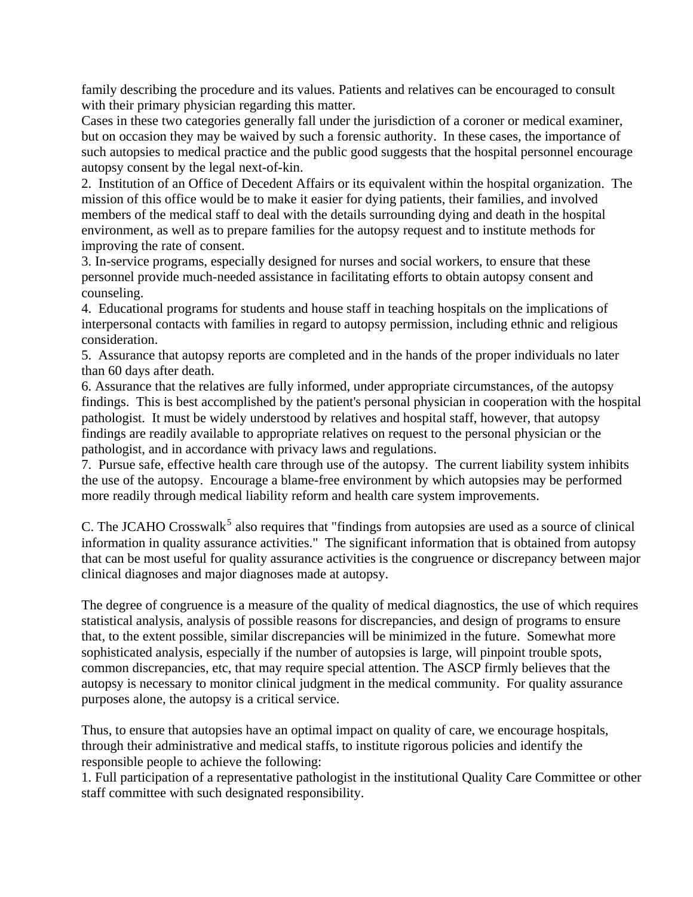family describing the procedure and its values. Patients and relatives can be encouraged to consult with their primary physician regarding this matter.

Cases in these two categories generally fall under the jurisdiction of a coroner or medical examiner, but on occasion they may be waived by such a forensic authority. In these cases, the importance of such autopsies to medical practice and the public good suggests that the hospital personnel encourage autopsy consent by the legal next-of-kin.

2. Institution of an Office of Decedent Affairs or its equivalent within the hospital organization. The mission of this office would be to make it easier for dying patients, their families, and involved members of the medical staff to deal with the details surrounding dying and death in the hospital environment, as well as to prepare families for the autopsy request and to institute methods for improving the rate of consent.
3. In-service programs, especially designed for nurses and social workers, to ensure that these personnel provide much-needed assistance in facilitating efforts to obtain autopsy consent and counseling.
4. Educational programs for students and house staff in teaching hospitals on the implications of interpersonal contacts with families in regard to autopsy permission, including ethnic and religious consideration.
5. Assurance that autopsy reports are completed and in the hands of the proper individuals no later than 60 days after death.
6. Assurance that the relatives are fully informed, under appropriate circumstances, of the autopsy findings. This is best accomplished by the patient's personal physician in cooperation with the hospital pathologist. It must be widely understood by relatives and hospital staff, however, that autopsy findings are readily available to appropriate relatives on request to the personal physician or the pathologist, and in accordance with privacy laws and regulations.
7. Pursue safe, effective health care through use of the autopsy. The current liability system inhibits the use of the autopsy. Encourage a blame-free environment by which autopsies may be performed more readily through medical liability reform and health care system improvements.

C. The JCAHO Crosswalk[5] also requires that "findings from autopsies are used as a source of clinical information in quality assurance activities." The significant information that is obtained from autopsy that can be most useful for quality assurance activities is the congruence or discrepancy between major clinical diagnoses and major diagnoses made at autopsy.

The degree of congruence is a measure of the quality of medical diagnostics, the use of which requires statistical analysis, analysis of possible reasons for discrepancies, and design of programs to ensure that, to the extent possible, similar discrepancies will be minimized in the future. Somewhat more sophisticated analysis, especially if the number of autopsies is large, will pinpoint trouble spots, common discrepancies, etc, that may require special attention. The ASCP firmly believes that the autopsy is necessary to monitor clinical judgment in the medical community. For quality assurance purposes alone, the autopsy is a critical service.

Thus, to ensure that autopsies have an optimal impact on quality of care, we encourage hospitals, through their administrative and medical staffs, to institute rigorous policies and identify the responsible people to achieve the following:

1. Full participation of a representative pathologist in the institutional Quality Care Committee or other staff committee with such designated responsibility.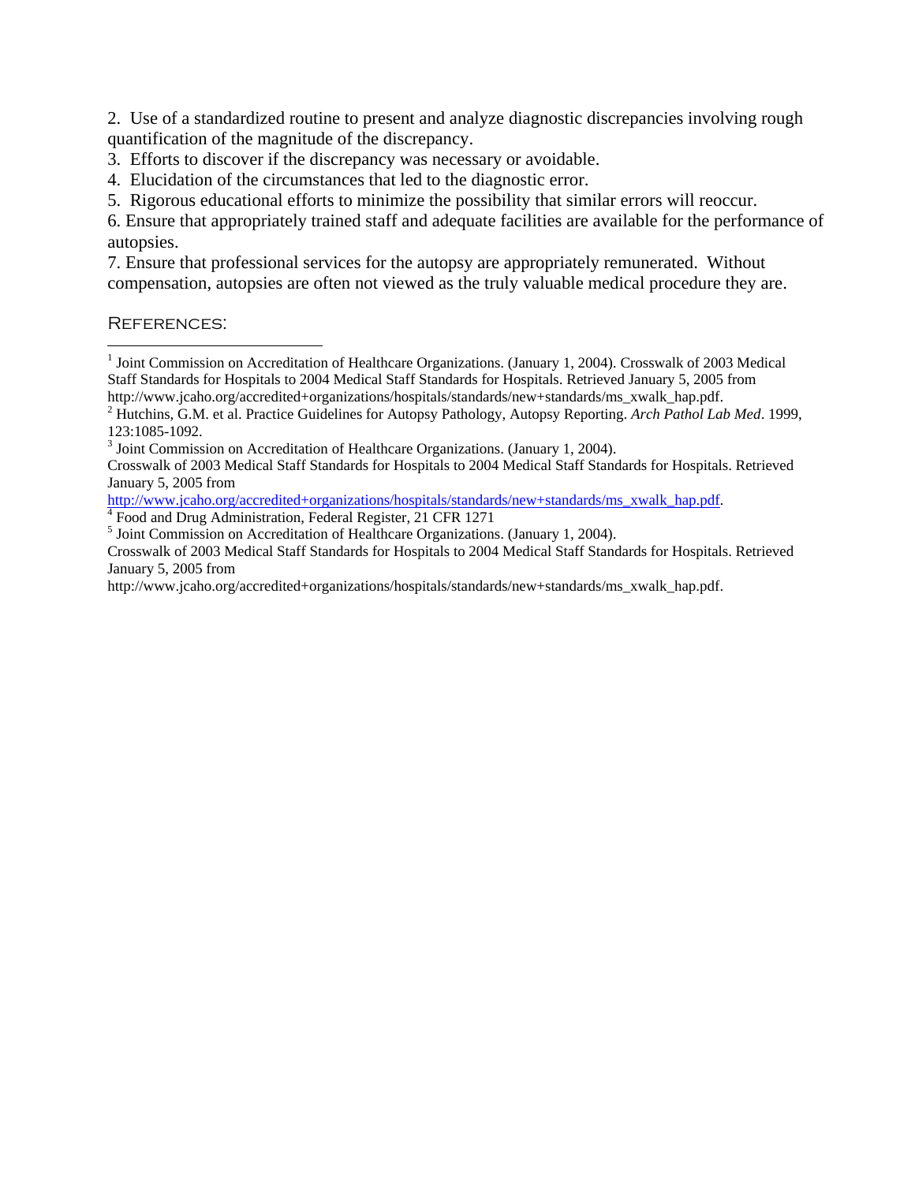2. Use of a standardized routine to present and analyze diagnostic discrepancies involving rough quantification of the magnitude of the discrepancy.
3. Efforts to discover if the discrepancy was necessary or avoidable.
4. Elucidation of the circumstances that led to the diagnostic error.
5. Rigorous educational efforts to minimize the possibility that similar errors will reoccur.
6. Ensure that appropriately trained staff and adequate facilities are available for the performance of autopsies.
7. Ensure that professional services for the autopsy are appropriately remunerated. Without compensation, autopsies are often not viewed as the truly valuable medical procedure they are.

## References:

[1] Joint Commission on Accreditation of Healthcare Organizations. (January 1, 2004). Crosswalk of 2003 Medical Staff Standards for Hospitals to 2004 Medical Staff Standards for Hospitals. Retrieved January 5, 2005 from http://www.jcaho.org/accredited+organizations/hospitals/standards/new+standards/ms_xwalk_hap.pdf.

[2] Hutchins, G.M. et al. Practice Guidelines for Autopsy Pathology, Autopsy Reporting. *Arch Pathol Lab Med*. 1999, 123:1085-1092.

[3] Joint Commission on Accreditation of Healthcare Organizations. (January 1, 2004). Crosswalk of 2003 Medical Staff Standards for Hospitals to 2004 Medical Staff Standards for Hospitals. Retrieved January 5, 2005 from http://www.jcaho.org/accredited+organizations/hospitals/standards/new+standards/ms_xwalk_hap.pdf.

[4] Food and Drug Administration, Federal Register, 21 CFR 1271

[5] Joint Commission on Accreditation of Healthcare Organizations. (January 1, 2004). Crosswalk of 2003 Medical Staff Standards for Hospitals to 2004 Medical Staff Standards for Hospitals. Retrieved January 5, 2005 from http://www.jcaho.org/accredited+organizations/hospitals/standards/new+standards/ms_xwalk_hap.pdf.